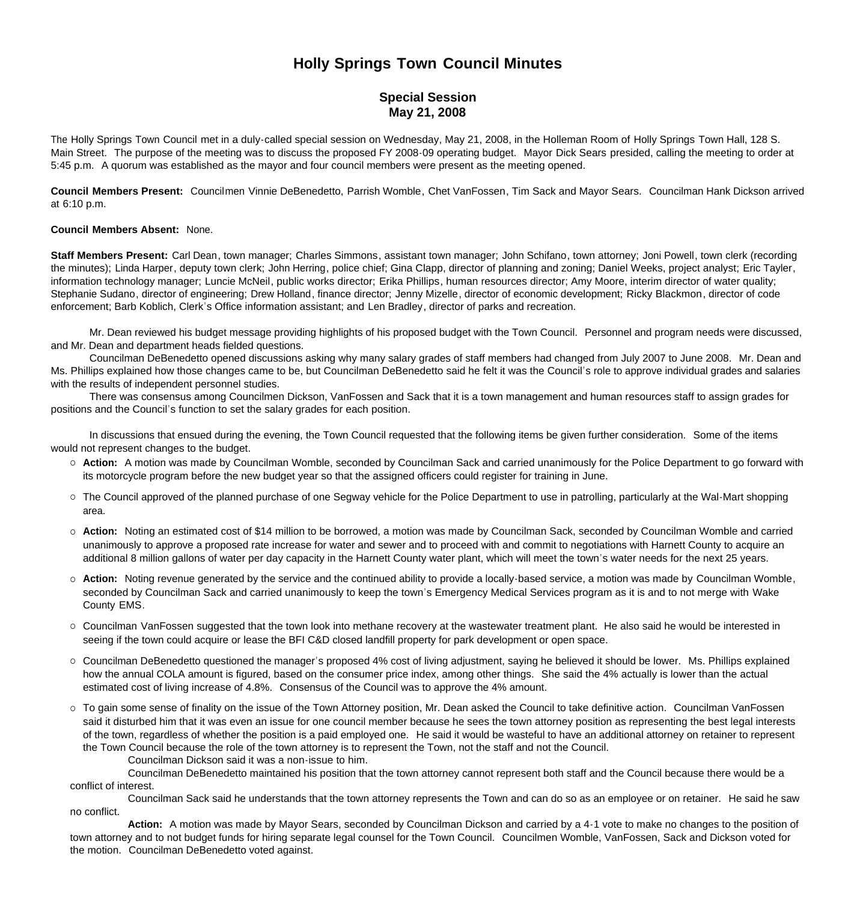# Holly Springs Town Council Minutes

## Special Session
## May 21, 2008

The Holly Springs Town Council met in a duly-called special session on Wednesday, May 21, 2008, in the Holleman Room of Holly Springs Town Hall, 128 S. Main Street. The purpose of the meeting was to discuss the proposed FY 2008-09 operating budget. Mayor Dick Sears presided, calling the meeting to order at 5:45 p.m. A quorum was established as the mayor and four council members were present as the meeting opened.

**Council Members Present:** Councilmen Vinnie DeBenedetto, Parrish Womble, Chet VanFossen, Tim Sack and Mayor Sears. Councilman Hank Dickson arrived at 6:10 p.m.

**Council Members Absent:** None.

**Staff Members Present:** Carl Dean, town manager; Charles Simmons, assistant town manager; John Schifano, town attorney; Joni Powell, town clerk (recording the minutes); Linda Harper, deputy town clerk; John Herring, police chief; Gina Clapp, director of planning and zoning; Daniel Weeks, project analyst; Eric Tayler, information technology manager; Luncie McNeil, public works director; Erika Phillips, human resources director; Amy Moore, interim director of water quality; Stephanie Sudano, director of engineering; Drew Holland, finance director; Jenny Mizelle, director of economic development; Ricky Blackmon, director of code enforcement; Barb Koblich, Clerk's Office information assistant; and Len Bradley, director of parks and recreation.

Mr. Dean reviewed his budget message providing highlights of his proposed budget with the Town Council. Personnel and program needs were discussed, and Mr. Dean and department heads fielded questions.

Councilman DeBenedetto opened discussions asking why many salary grades of staff members had changed from July 2007 to June 2008. Mr. Dean and Ms. Phillips explained how those changes came to be, but Councilman DeBenedetto said he felt it was the Council's role to approve individual grades and salaries with the results of independent personnel studies.

There was consensus among Councilmen Dickson, VanFossen and Sack that it is a town management and human resources staff to assign grades for positions and the Council's function to set the salary grades for each position.

In discussions that ensued during the evening, the Town Council requested that the following items be given further consideration. Some of the items would not represent changes to the budget.

- **Action:** A motion was made by Councilman Womble, seconded by Councilman Sack and carried unanimously for the Police Department to go forward with its motorcycle program before the new budget year so that the assigned officers could register for training in June.
- The Council approved of the planned purchase of one Segway vehicle for the Police Department to use in patrolling, particularly at the Wal-Mart shopping area.
- **Action:** Noting an estimated cost of $14 million to be borrowed, a motion was made by Councilman Sack, seconded by Councilman Womble and carried unanimously to approve a proposed rate increase for water and sewer and to proceed with and commit to negotiations with Harnett County to acquire an additional 8 million gallons of water per day capacity in the Harnett County water plant, which will meet the town's water needs for the next 25 years.
- **Action:** Noting revenue generated by the service and the continued ability to provide a locally-based service, a motion was made by Councilman Womble, seconded by Councilman Sack and carried unanimously to keep the town's Emergency Medical Services program as it is and to not merge with Wake County EMS.
- Councilman VanFossen suggested that the town look into methane recovery at the wastewater treatment plant. He also said he would be interested in seeing if the town could acquire or lease the BFI C&D closed landfill property for park development or open space.
- Councilman DeBenedetto questioned the manager's proposed 4% cost of living adjustment, saying he believed it should be lower. Ms. Phillips explained how the annual COLA amount is figured, based on the consumer price index, among other things. She said the 4% actually is lower than the actual estimated cost of living increase of 4.8%. Consensus of the Council was to approve the 4% amount.
- To gain some sense of finality on the issue of the Town Attorney position, Mr. Dean asked the Council to take definitive action. Councilman VanFossen said it disturbed him that it was even an issue for one council member because he sees the town attorney position as representing the best legal interests of the town, regardless of whether the position is a paid employed one. He said it would be wasteful to have an additional attorney on retainer to represent the Town Council because the role of the town attorney is to represent the Town, not the staff and not the Council.

  Councilman Dickson said it was a non-issue to him.

  Councilman DeBenedetto maintained his position that the town attorney cannot represent both staff and the Council because there would be a conflict of interest.

  Councilman Sack said he understands that the town attorney represents the Town and can do so as an employee or on retainer. He said he saw no conflict.

  **Action:** A motion was made by Mayor Sears, seconded by Councilman Dickson and carried by a 4-1 vote to make no changes to the position of town attorney and to not budget funds for hiring separate legal counsel for the Town Council. Councilmen Womble, VanFossen, Sack and Dickson voted for the motion. Councilman DeBenedetto voted against.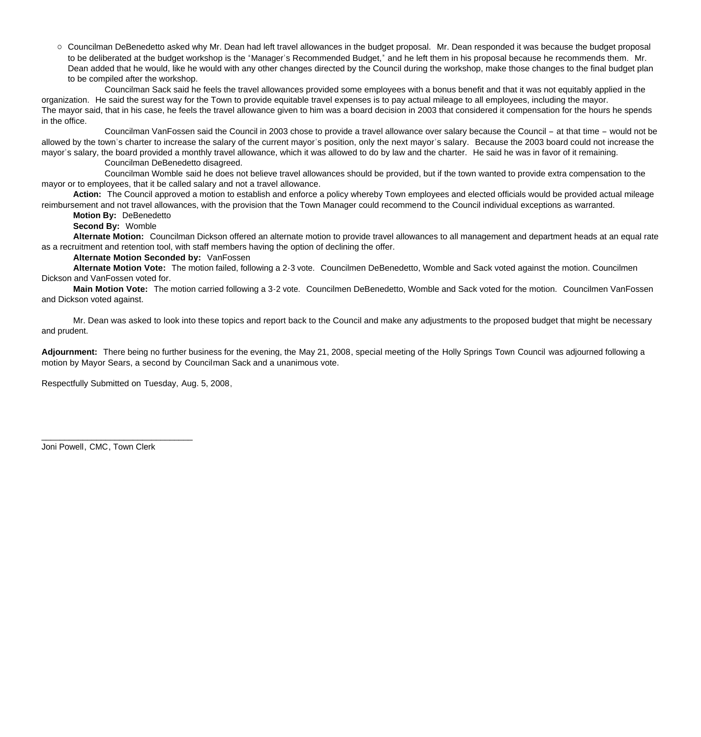- Councilman DeBenedetto asked why Mr. Dean had left travel allowances in the budget proposal. Mr. Dean responded it was because the budget proposal to be deliberated at the budget workshop is the "Manager's Recommended Budget," and he left them in his proposal because he recommends them. Mr. Dean added that he would, like he would with any other changes directed by the Council during the workshop, make those changes to the final budget plan to be compiled after the workshop.

Councilman Sack said he feels the travel allowances provided some employees with a bonus benefit and that it was not equitably applied in the organization. He said the surest way for the Town to provide equitable travel expenses is to pay actual mileage to all employees, including the mayor.
The mayor said, that in his case, he feels the travel allowance given to him was a board decision in 2003 that considered it compensation for the hours he spends in the office.

Councilman VanFossen said the Council in 2003 chose to provide a travel allowance over salary because the Council – at that time – would not be allowed by the town's charter to increase the salary of the current mayor's position, only the next mayor's salary. Because the 2003 board could not increase the mayor's salary, the board provided a monthly travel allowance, which it was allowed to do by law and the charter. He said he was in favor of it remaining.

Councilman DeBenedetto disagreed.

Councilman Womble said he does not believe travel allowances should be provided, but if the town wanted to provide extra compensation to the mayor or to employees, that it be called salary and not a travel allowance.

**Action:** The Council approved a motion to establish and enforce a policy whereby Town employees and elected officials would be provided actual mileage reimbursement and not travel allowances, with the provision that the Town Manager could recommend to the Council individual exceptions as warranted.

**Motion By:** DeBenedetto

**Second By:** Womble

**Alternate Motion:** Councilman Dickson offered an alternate motion to provide travel allowances to all management and department heads at an equal rate as a recruitment and retention tool, with staff members having the option of declining the offer.

**Alternate Motion Seconded by:** VanFossen

**Alternate Motion Vote:** The motion failed, following a 2-3 vote. Councilmen DeBenedetto, Womble and Sack voted against the motion. Councilmen Dickson and VanFossen voted for.

**Main Motion Vote:** The motion carried following a 3-2 vote. Councilmen DeBenedetto, Womble and Sack voted for the motion. Councilmen VanFossen and Dickson voted against.

Mr. Dean was asked to look into these topics and report back to the Council and make any adjustments to the proposed budget that might be necessary and prudent.

**Adjournment:** There being no further business for the evening, the May 21, 2008, special meeting of the Holly Springs Town Council was adjourned following a motion by Mayor Sears, a second by Councilman Sack and a unanimous vote.

Respectfully Submitted on Tuesday, Aug. 5, 2008,

______________________________

Joni Powell, CMC, Town Clerk